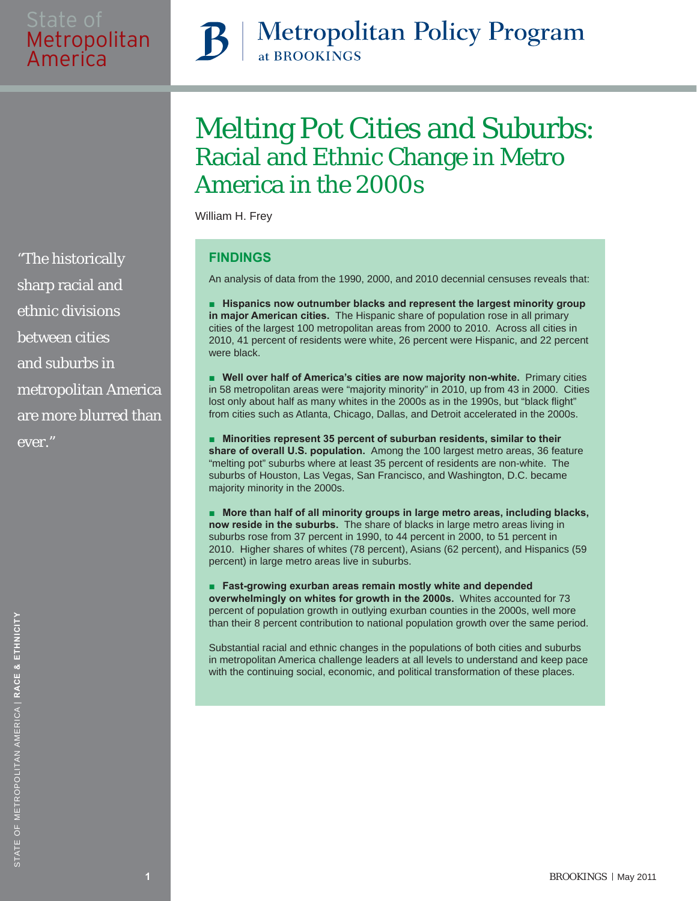# Melting Pot Cities and Suburbs: Racial and Ethnic Change in Metro America in the 2000s

William H. Frey

*"The historically sharp racial and ethnic divisions between cities and suburbs in metropolitan America are more blurred than ever."*

## FINDINGS

An analysis of data from the 1990, 2000, and 2010 decennial censuses reveals that:

- **Hispanics now outnumber blacks and represent the largest minority group in major American cities.** The Hispanic share of population rose in all primary cities of the largest 100 metropolitan areas from 2000 to 2010. Across all cities in 2010, 41 percent of residents were white, 26 percent were Hispanic, and 22 percent were black.

- **Well over half of America's cities are now majority non-white.** Primary cities in 58 metropolitan areas were "majority minority" in 2010, up from 43 in 2000. Cities lost only about half as many whites in the 2000s as in the 1990s, but "black flight" from cities such as Atlanta, Chicago, Dallas, and Detroit accelerated in the 2000s.

- **Minorities represent 35 percent of suburban residents, similar to their share of overall U.S. population.** Among the 100 largest metro areas, 36 feature "melting pot" suburbs where at least 35 percent of residents are non-white. The suburbs of Houston, Las Vegas, San Francisco, and Washington, D.C. became majority minority in the 2000s.

- **More than half of all minority groups in large metro areas, including blacks, now reside in the suburbs.** The share of blacks in large metro areas living in suburbs rose from 37 percent in 1990, to 44 percent in 2000, to 51 percent in 2010. Higher shares of whites (78 percent), Asians (62 percent), and Hispanics (59 percent) in large metro areas live in suburbs.

- **Fast-growing exurban areas remain mostly white and depended overwhelmingly on whites for growth in the 2000s.** Whites accounted for 73 percent of population growth in outlying exurban counties in the 2000s, well more than their 8 percent contribution to national population growth over the same period.

Substantial racial and ethnic changes in the populations of both cities and suburbs in metropolitan America challenge leaders at all levels to understand and keep pace with the continuing social, economic, and political transformation of these places.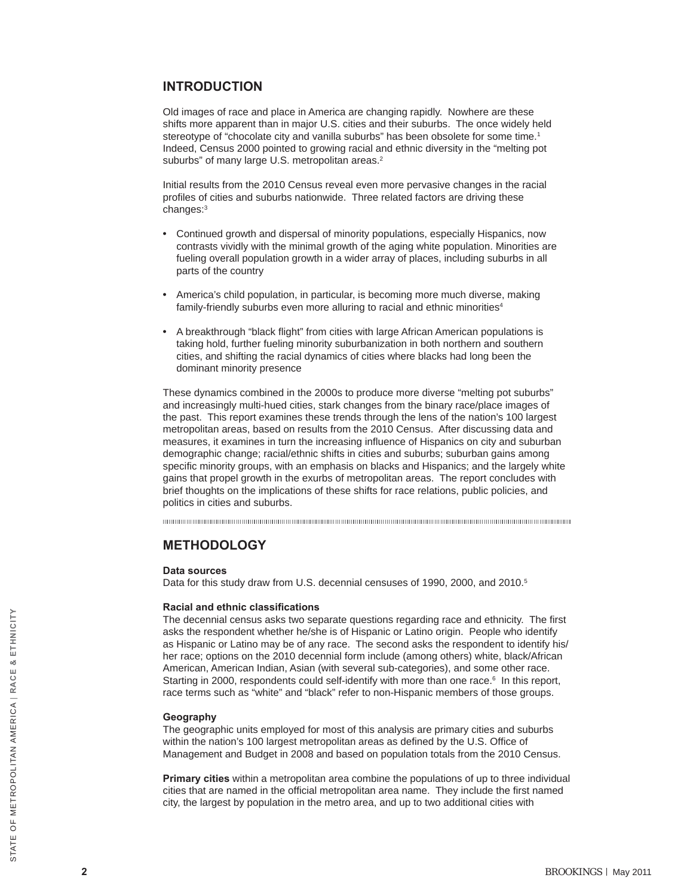## INTRODUCTION

Old images of race and place in America are changing rapidly. Nowhere are these shifts more apparent than in major U.S. cities and their suburbs. The once widely held stereotype of “chocolate city and vanilla suburbs” has been obsolete for some time.[1] Indeed, Census 2000 pointed to growing racial and ethnic diversity in the “melting pot suburbs” of many large U.S. metropolitan areas.[2]

Initial results from the 2010 Census reveal even more pervasive changes in the racial profiles of cities and suburbs nationwide. Three related factors are driving these changes:[3]

- Continued growth and dispersal of minority populations, especially Hispanics, now contrasts vividly with the minimal growth of the aging white population. Minorities are fueling overall population growth in a wider array of places, including suburbs in all parts of the country
- America’s child population, in particular, is becoming more much diverse, making family-friendly suburbs even more alluring to racial and ethnic minorities[4]
- A breakthrough “black flight” from cities with large African American populations is taking hold, further fueling minority suburbanization in both northern and southern cities, and shifting the racial dynamics of cities where blacks had long been the dominant minority presence

These dynamics combined in the 2000s to produce more diverse “melting pot suburbs” and increasingly multi-hued cities, stark changes from the binary race/place images of the past. This report examines these trends through the lens of the nation’s 100 largest metropolitan areas, based on results from the 2010 Census. After discussing data and measures, it examines in turn the increasing influence of Hispanics on city and suburban demographic change; racial/ethnic shifts in cities and suburbs; suburban gains among specific minority groups, with an emphasis on blacks and Hispanics; and the largely white gains that propel growth in the exurbs of metropolitan areas. The report concludes with brief thoughts on the implications of these shifts for race relations, public policies, and politics in cities and suburbs.

## METHODOLOGY

**Data sources**
Data for this study draw from U.S. decennial censuses of 1990, 2000, and 2010.[5]

**Racial and ethnic classifications**
The decennial census asks two separate questions regarding race and ethnicity. The first asks the respondent whether he/she is of Hispanic or Latino origin. People who identify as Hispanic or Latino may be of any race. The second asks the respondent to identify his/her race; options on the 2010 decennial form include (among others) white, black/African American, American Indian, Asian (with several sub-categories), and some other race. Starting in 2000, respondents could self-identify with more than one race.[6] In this report, race terms such as “white” and “black” refer to non-Hispanic members of those groups.

**Geography**
The geographic units employed for most of this analysis are primary cities and suburbs within the nation’s 100 largest metropolitan areas as defined by the U.S. Office of Management and Budget in 2008 and based on population totals from the 2010 Census.

**Primary cities** within a metropolitan area combine the populations of up to three individual cities that are named in the official metropolitan area name. They include the first named city, the largest by population in the metro area, and up to two additional cities with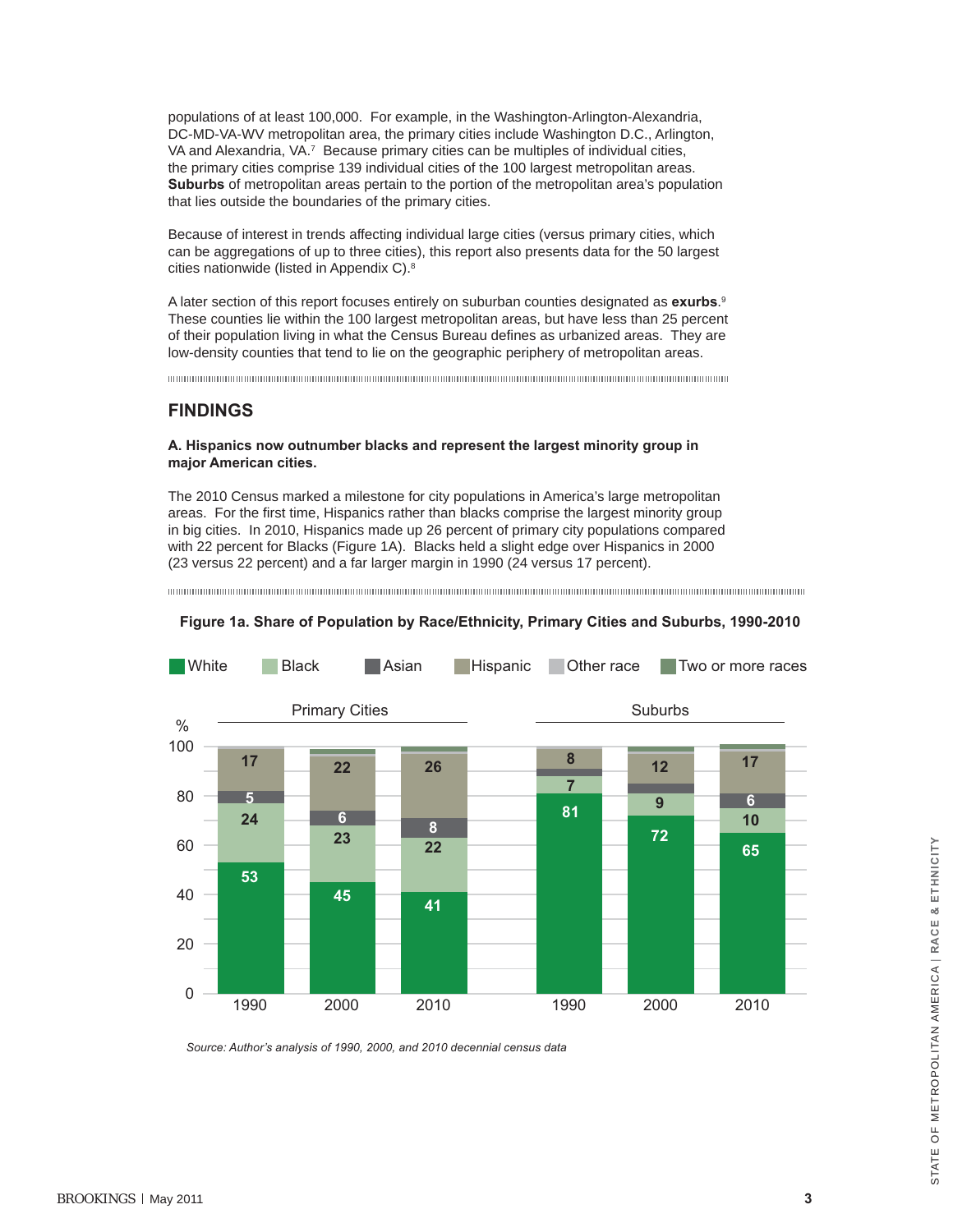populations of at least 100,000. For example, in the Washington-Arlington-Alexandria, DC-MD-VA-WV metropolitan area, the primary cities include Washington D.C., Arlington, VA and Alexandria, VA.[7] Because primary cities can be multiples of individual cities, the primary cities comprise 139 individual cities of the 100 largest metropolitan areas. **Suburbs** of metropolitan areas pertain to the portion of the metropolitan area's population that lies outside the boundaries of the primary cities.

Because of interest in trends affecting individual large cities (versus primary cities, which can be aggregations of up to three cities), this report also presents data for the 50 largest cities nationwide (listed in Appendix C).[8]

A later section of this report focuses entirely on suburban counties designated as **exurbs**.[9] These counties lie within the 100 largest metropolitan areas, but have less than 25 percent of their population living in what the Census Bureau defines as urbanized areas. They are low-density counties that tend to lie on the geographic periphery of metropolitan areas.

## FINDINGS

**A. Hispanics now outnumber blacks and represent the largest minority group in major American cities.**

The 2010 Census marked a milestone for city populations in America's large metropolitan areas. For the first time, Hispanics rather than blacks comprise the largest minority group in big cities. In 2010, Hispanics made up 26 percent of primary city populations compared with 22 percent for Blacks (Figure 1A). Blacks held a slight edge over Hispanics in 2000 (23 versus 22 percent) and a far larger margin in 1990 (24 versus 17 percent).

**Figure 1a. Share of Population by Race/Ethnicity, Primary Cities and Suburbs, 1990-2010**

| | Primary Cities | | | Suburbs | | |
|---|---|---|---|---|---|---|
| % | 1990 | 2000 | 2010 | 1990 | 2000 | 2010 |
| White | 53 | 45 | 41 | 81 | 72 | 65 |
| Black | 24 | 23 | 22 | 7 | 9 | 10 |
| Asian | 5 | 6 | 8 | | | 6 |
| Hispanic | 17 | 22 | 26 | 8 | 12 | 17 |
| Other race | | | | | | |
| Two or more races | | | | | | |

*Source: Author's analysis of 1990, 2000, and 2010 decennial census data*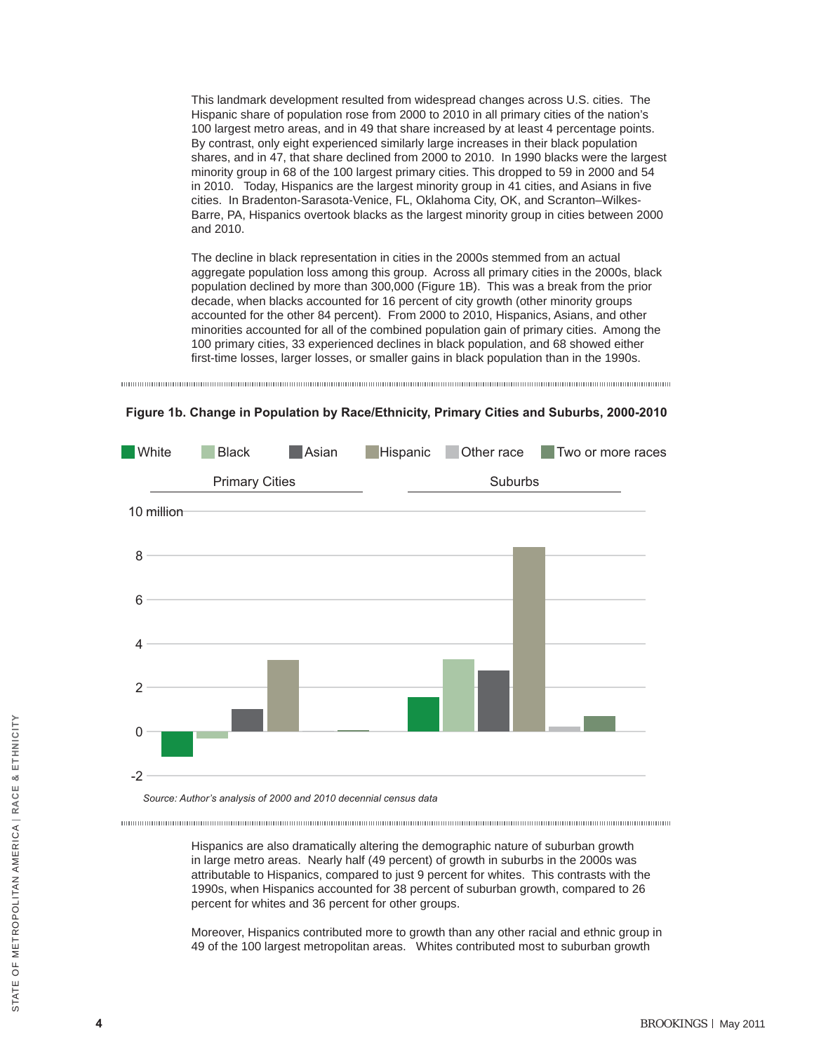This landmark development resulted from widespread changes across U.S. cities. The Hispanic share of population rose from 2000 to 2010 in all primary cities of the nation's 100 largest metro areas, and in 49 that share increased by at least 4 percentage points. By contrast, only eight experienced similarly large increases in their black population shares, and in 47, that share declined from 2000 to 2010. In 1990 blacks were the largest minority group in 68 of the 100 largest primary cities. This dropped to 59 in 2000 and 54 in 2010. Today, Hispanics are the largest minority group in 41 cities, and Asians in five cities. In Bradenton-Sarasota-Venice, FL, Oklahoma City, OK, and Scranton–Wilkes-Barre, PA, Hispanics overtook blacks as the largest minority group in cities between 2000 and 2010.

The decline in black representation in cities in the 2000s stemmed from an actual aggregate population loss among this group. Across all primary cities in the 2000s, black population declined by more than 300,000 (Figure 1B). This was a break from the prior decade, when blacks accounted for 16 percent of city growth (other minority groups accounted for the other 84 percent). From 2000 to 2010, Hispanics, Asians, and other minorities accounted for all of the combined population gain of primary cities. Among the 100 primary cities, 33 experienced declines in black population, and 68 showed either first-time losses, larger losses, or smaller gains in black population than in the 1990s.

**Figure 1b. Change in Population by Race/Ethnicity, Primary Cities and Suburbs, 2000-2010**

White | Black | Asian | Hispanic | Other race | Two or more races

Primary Cities | Suburbs

10 million, 8, 6, 4, 2, 0, -2

*Source: Author's analysis of 2000 and 2010 decennial census data*

Hispanics are also dramatically altering the demographic nature of suburban growth in large metro areas. Nearly half (49 percent) of growth in suburbs in the 2000s was attributable to Hispanics, compared to just 9 percent for whites. This contrasts with the 1990s, when Hispanics accounted for 38 percent of suburban growth, compared to 26 percent for whites and 36 percent for other groups.

Moreover, Hispanics contributed more to growth than any other racial and ethnic group in 49 of the 100 largest metropolitan areas. Whites contributed most to suburban growth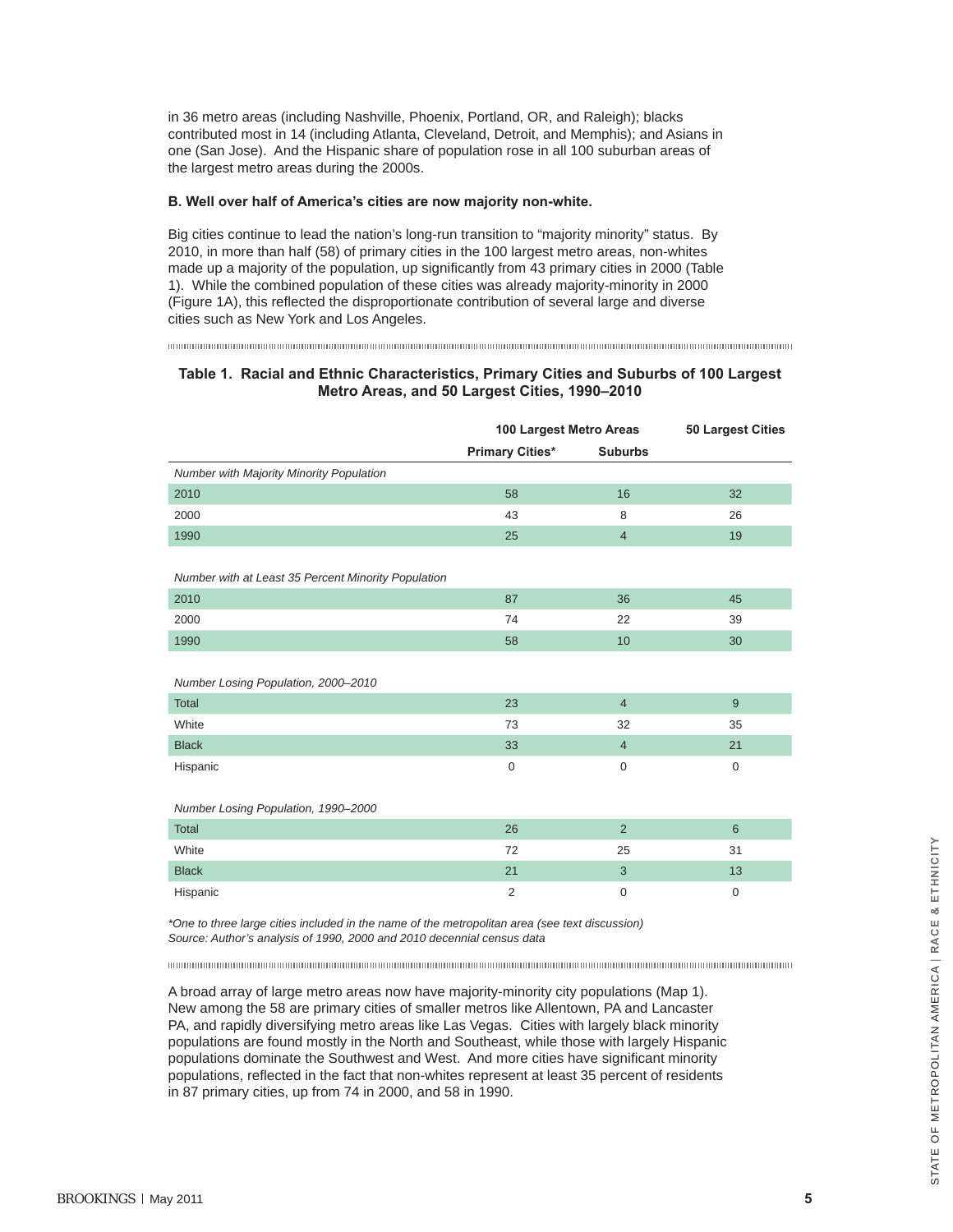in 36 metro areas (including Nashville, Phoenix, Portland, OR, and Raleigh); blacks contributed most in 14 (including Atlanta, Cleveland, Detroit, and Memphis); and Asians in one (San Jose). And the Hispanic share of population rose in all 100 suburban areas of the largest metro areas during the 2000s.

**B. Well over half of America's cities are now majority non-white.**

Big cities continue to lead the nation's long-run transition to "majority minority" status. By 2010, in more than half (58) of primary cities in the 100 largest metro areas, non-whites made up a majority of the population, up significantly from 43 primary cities in 2000 (Table 1). While the combined population of these cities was already majority-minority in 2000 (Figure 1A), this reflected the disproportionate contribution of several large and diverse cities such as New York and Los Angeles.

**Table 1. Racial and Ethnic Characteristics, Primary Cities and Suburbs of 100 Largest Metro Areas, and 50 Largest Cities, 1990–2010**

| | 100 Largest Metro Areas | | 50 Largest Cities |
|---|---|---|---|
| | Primary Cities* | Suburbs | |
| *Number with Majority Minority Population* | | | |
| 2010 | 58 | 16 | 32 |
| 2000 | 43 | 8 | 26 |
| 1990 | 25 | 4 | 19 |
| *Number with at Least 35 Percent Minority Population* | | | |
| 2010 | 87 | 36 | 45 |
| 2000 | 74 | 22 | 39 |
| 1990 | 58 | 10 | 30 |
| *Number Losing Population, 2000–2010* | | | |
| Total | 23 | 4 | 9 |
| White | 73 | 32 | 35 |
| Black | 33 | 4 | 21 |
| Hispanic | 0 | 0 | 0 |
| *Number Losing Population, 1990–2000* | | | |
| Total | 26 | 2 | 6 |
| White | 72 | 25 | 31 |
| Black | 21 | 3 | 13 |
| Hispanic | 2 | 0 | 0 |

*\*One to three large cities included in the name of the metropolitan area (see text discussion)*
*Source: Author's analysis of 1990, 2000 and 2010 decennial census data*

A broad array of large metro areas now have majority-minority city populations (Map 1). New among the 58 are primary cities of smaller metros like Allentown, PA and Lancaster PA, and rapidly diversifying metro areas like Las Vegas. Cities with largely black minority populations are found mostly in the North and Southeast, while those with largely Hispanic populations dominate the Southwest and West. And more cities have significant minority populations, reflected in the fact that non-whites represent at least 35 percent of residents in 87 primary cities, up from 74 in 2000, and 58 in 1990.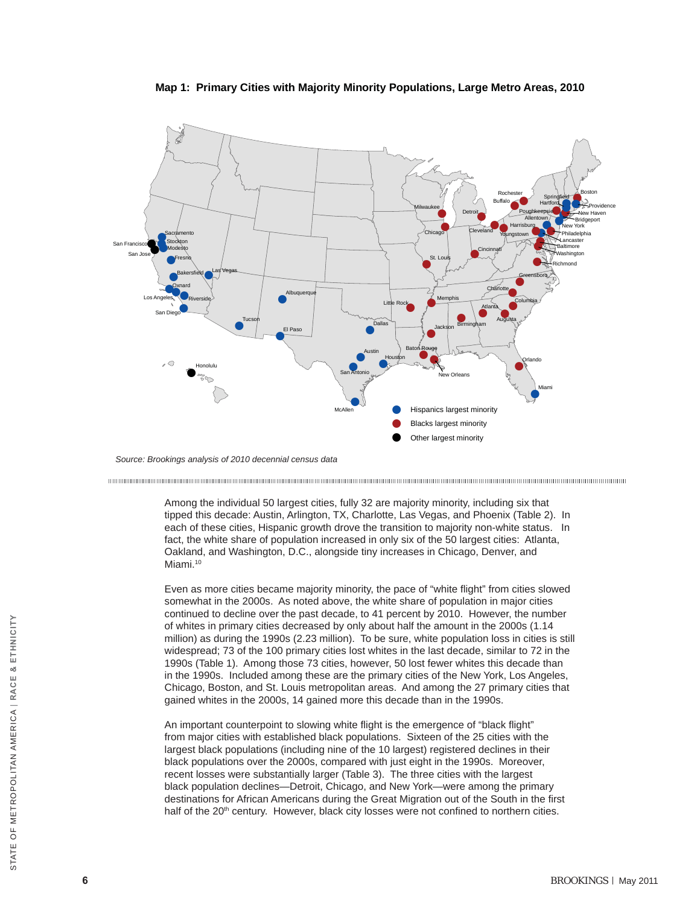**Map 1: Primary Cities with Majority Minority Populations, Large Metro Areas, 2010**

- Hispanics largest minority
- Blacks largest minority
- Other largest minority

*Source: Brookings analysis of 2010 decennial census data*

Among the individual 50 largest cities, fully 32 are majority minority, including six that tipped this decade: Austin, Arlington, TX, Charlotte, Las Vegas, and Phoenix (Table 2). In each of these cities, Hispanic growth drove the transition to majority non-white status. In fact, the white share of population increased in only six of the 50 largest cities: Atlanta, Oakland, and Washington, D.C., alongside tiny increases in Chicago, Denver, and Miami.[10]

Even as more cities became majority minority, the pace of "white flight" from cities slowed somewhat in the 2000s. As noted above, the white share of population in major cities continued to decline over the past decade, to 41 percent by 2010. However, the number of whites in primary cities decreased by only about half the amount in the 2000s (1.14 million) as during the 1990s (2.23 million). To be sure, white population loss in cities is still widespread; 73 of the 100 primary cities lost whites in the last decade, similar to 72 in the 1990s (Table 1). Among those 73 cities, however, 50 lost fewer whites this decade than in the 1990s. Included among these are the primary cities of the New York, Los Angeles, Chicago, Boston, and St. Louis metropolitan areas. And among the 27 primary cities that gained whites in the 2000s, 14 gained more this decade than in the 1990s.

An important counterpoint to slowing white flight is the emergence of "black flight" from major cities with established black populations. Sixteen of the 25 cities with the largest black populations (including nine of the 10 largest) registered declines in their black populations over the 2000s, compared with just eight in the 1990s. Moreover, recent losses were substantially larger (Table 3). The three cities with the largest black population declines—Detroit, Chicago, and New York—were among the primary destinations for African Americans during the Great Migration out of the South in the first half of the 20th century. However, black city losses were not confined to northern cities.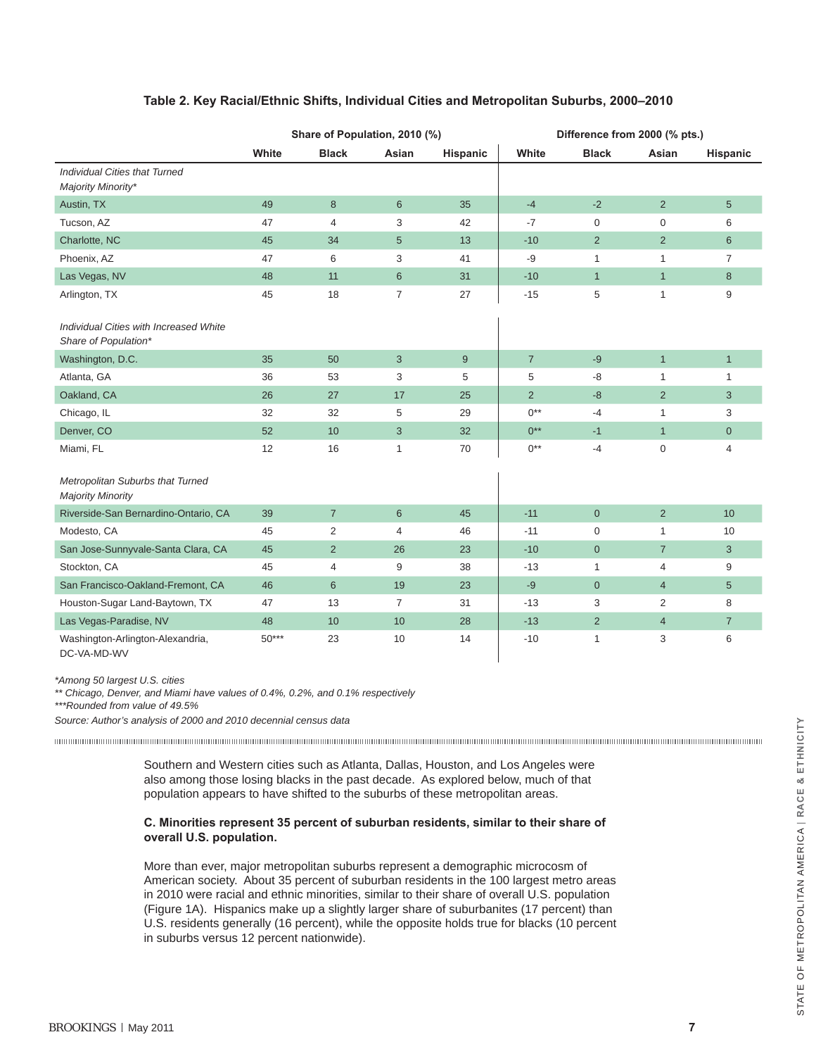**Table 2. Key Racial/Ethnic Shifts, Individual Cities and Metropolitan Suburbs, 2000–2010**

| | Share of Population, 2010 (%) | | | | Difference from 2000 (% pts.) | | | |
|---|---|---|---|---|---|---|---|---|
| | White | Black | Asian | Hispanic | White | Black | Asian | Hispanic |
| *Individual Cities that Turned Majority Minority** | | | | | | | | |
| Austin, TX | 49 | 8 | 6 | 35 | -4 | -2 | 2 | 5 |
| Tucson, AZ | 47 | 4 | 3 | 42 | -7 | 0 | 0 | 6 |
| Charlotte, NC | 45 | 34 | 5 | 13 | -10 | 2 | 2 | 6 |
| Phoenix, AZ | 47 | 6 | 3 | 41 | -9 | 1 | 1 | 7 |
| Las Vegas, NV | 48 | 11 | 6 | 31 | -10 | 1 | 1 | 8 |
| Arlington, TX | 45 | 18 | 7 | 27 | -15 | 5 | 1 | 9 |
| *Individual Cities with Increased White Share of Population** | | | | | | | | |
| Washington, D.C. | 35 | 50 | 3 | 9 | 7 | -9 | 1 | 1 |
| Atlanta, GA | 36 | 53 | 3 | 5 | 5 | -8 | 1 | 1 |
| Oakland, CA | 26 | 27 | 17 | 25 | 2 | -8 | 2 | 3 |
| Chicago, IL | 32 | 32 | 5 | 29 | 0** | -4 | 1 | 3 |
| Denver, CO | 52 | 10 | 3 | 32 | 0** | -1 | 1 | 0 |
| Miami, FL | 12 | 16 | 1 | 70 | 0** | -4 | 0 | 4 |
| *Metropolitan Suburbs that Turned Majority Minority* | | | | | | | | |
| Riverside-San Bernardino-Ontario, CA | 39 | 7 | 6 | 45 | -11 | 0 | 2 | 10 |
| Modesto, CA | 45 | 2 | 4 | 46 | -11 | 0 | 1 | 10 |
| San Jose-Sunnyvale-Santa Clara, CA | 45 | 2 | 26 | 23 | -10 | 0 | 7 | 3 |
| Stockton, CA | 45 | 4 | 9 | 38 | -13 | 1 | 4 | 9 |
| San Francisco-Oakland-Fremont, CA | 46 | 6 | 19 | 23 | -9 | 0 | 4 | 5 |
| Houston-Sugar Land-Baytown, TX | 47 | 13 | 7 | 31 | -13 | 3 | 2 | 8 |
| Las Vegas-Paradise, NV | 48 | 10 | 10 | 28 | -13 | 2 | 4 | 7 |
| Washington-Arlington-Alexandria, DC-VA-MD-WV | 50*** | 23 | 10 | 14 | -10 | 1 | 3 | 6 |

*Among 50 largest U.S. cities

** Chicago, Denver, and Miami have values of 0.4%, 0.2%, and 0.1% respectively

***Rounded from value of 49.5%

*Source: Author's analysis of 2000 and 2010 decennial census data*

Southern and Western cities such as Atlanta, Dallas, Houston, and Los Angeles were also among those losing blacks in the past decade. As explored below, much of that population appears to have shifted to the suburbs of these metropolitan areas.

**C. Minorities represent 35 percent of suburban residents, similar to their share of overall U.S. population.**

More than ever, major metropolitan suburbs represent a demographic microcosm of American society. About 35 percent of suburban residents in the 100 largest metro areas in 2010 were racial and ethnic minorities, similar to their share of overall U.S. population (Figure 1A). Hispanics make up a slightly larger share of suburbanites (17 percent) than U.S. residents generally (16 percent), while the opposite holds true for blacks (10 percent in suburbs versus 12 percent nationwide).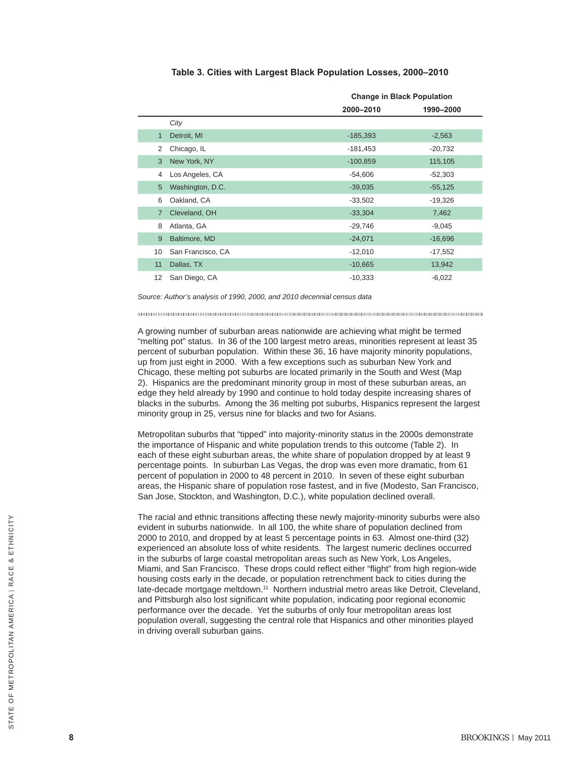**Table 3. Cities with Largest Black Population Losses, 2000–2010**

| | | Change in Black Population | |
|---|---|---|---|
| | | 2000–2010 | 1990–2000 |
| | *City* | | |
| 1 | Detroit, MI | -185,393 | -2,563 |
| 2 | Chicago, IL | -181,453 | -20,732 |
| 3 | New York, NY | -100,859 | 115,105 |
| 4 | Los Angeles, CA | -54,606 | -52,303 |
| 5 | Washington, D.C. | -39,035 | -55,125 |
| 6 | Oakland, CA | -33,502 | -19,326 |
| 7 | Cleveland, OH | -33,304 | 7,462 |
| 8 | Atlanta, GA | -29,746 | -9,045 |
| 9 | Baltimore, MD | -24,071 | -16,696 |
| 10 | San Francisco, CA | -12,010 | -17,552 |
| 11 | Dallas, TX | -10,665 | 13,942 |
| 12 | San Diego, CA | -10,333 | -6,022 |

*Source: Author's analysis of 1990, 2000, and 2010 decennial census data*

A growing number of suburban areas nationwide are achieving what might be termed "melting pot" status. In 36 of the 100 largest metro areas, minorities represent at least 35 percent of suburban population. Within these 36, 16 have majority minority populations, up from just eight in 2000. With a few exceptions such as suburban New York and Chicago, these melting pot suburbs are located primarily in the South and West (Map 2). Hispanics are the predominant minority group in most of these suburban areas, an edge they held already by 1990 and continue to hold today despite increasing shares of blacks in the suburbs. Among the 36 melting pot suburbs, Hispanics represent the largest minority group in 25, versus nine for blacks and two for Asians.

Metropolitan suburbs that "tipped" into majority-minority status in the 2000s demonstrate the importance of Hispanic and white population trends to this outcome (Table 2). In each of these eight suburban areas, the white share of population dropped by at least 9 percentage points. In suburban Las Vegas, the drop was even more dramatic, from 61 percent of population in 2000 to 48 percent in 2010. In seven of these eight suburban areas, the Hispanic share of population rose fastest, and in five (Modesto, San Francisco, San Jose, Stockton, and Washington, D.C.), white population declined overall.

The racial and ethnic transitions affecting these newly majority-minority suburbs were also evident in suburbs nationwide. In all 100, the white share of population declined from 2000 to 2010, and dropped by at least 5 percentage points in 63. Almost one-third (32) experienced an absolute loss of white residents. The largest numeric declines occurred in the suburbs of large coastal metropolitan areas such as New York, Los Angeles, Miami, and San Francisco. These drops could reflect either "flight" from high region-wide housing costs early in the decade, or population retrenchment back to cities during the late-decade mortgage meltdown.[11] Northern industrial metro areas like Detroit, Cleveland, and Pittsburgh also lost significant white population, indicating poor regional economic performance over the decade. Yet the suburbs of only four metropolitan areas lost population overall, suggesting the central role that Hispanics and other minorities played in driving overall suburban gains.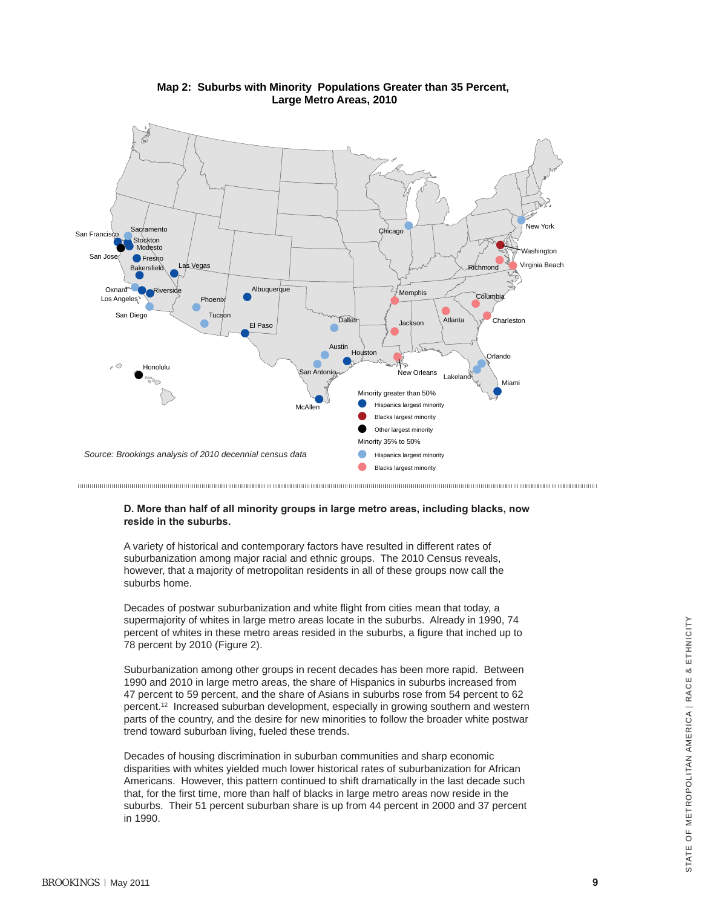**Map 2: Suburbs with Minority Populations Greater than 35 Percent, Large Metro Areas, 2010**

Minority greater than 50%
- Hispanics largest minority
- Blacks largest minority
- Other largest minority

Minority 35% to 50%
- Hispanics largest minority
- Blacks largest minority

*Source: Brookings analysis of 2010 decennial census data*

**D. More than half of all minority groups in large metro areas, including blacks, now reside in the suburbs.**

A variety of historical and contemporary factors have resulted in different rates of suburbanization among major racial and ethnic groups. The 2010 Census reveals, however, that a majority of metropolitan residents in all of these groups now call the suburbs home.

Decades of postwar suburbanization and white flight from cities mean that today, a supermajority of whites in large metro areas locate in the suburbs. Already in 1990, 74 percent of whites in these metro areas resided in the suburbs, a figure that inched up to 78 percent by 2010 (Figure 2).

Suburbanization among other groups in recent decades has been more rapid. Between 1990 and 2010 in large metro areas, the share of Hispanics in suburbs increased from 47 percent to 59 percent, and the share of Asians in suburbs rose from 54 percent to 62 percent.[12] Increased suburban development, especially in growing southern and western parts of the country, and the desire for new minorities to follow the broader white postwar trend toward suburban living, fueled these trends.

Decades of housing discrimination in suburban communities and sharp economic disparities with whites yielded much lower historical rates of suburbanization for African Americans. However, this pattern continued to shift dramatically in the last decade such that, for the first time, more than half of blacks in large metro areas now reside in the suburbs. Their 51 percent suburban share is up from 44 percent in 2000 and 37 percent in 1990.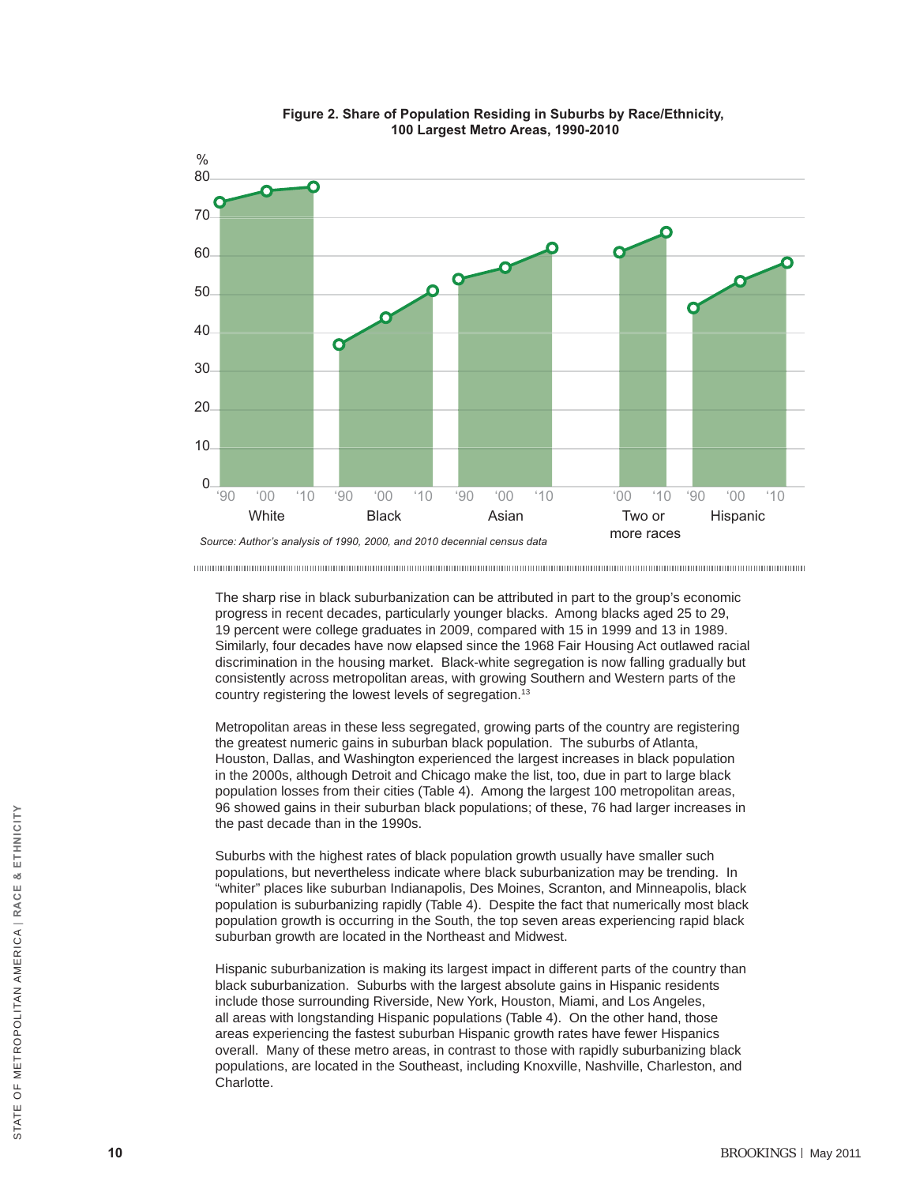**Figure 2. Share of Population Residing in Suburbs by Race/Ethnicity, 100 Largest Metro Areas, 1990-2010**

*Source: Author's analysis of 1990, 2000, and 2010 decennial census data*

The sharp rise in black suburbanization can be attributed in part to the group's economic progress in recent decades, particularly younger blacks. Among blacks aged 25 to 29, 19 percent were college graduates in 2009, compared with 15 in 1999 and 13 in 1989. Similarly, four decades have now elapsed since the 1968 Fair Housing Act outlawed racial discrimination in the housing market. Black-white segregation is now falling gradually but consistently across metropolitan areas, with growing Southern and Western parts of the country registering the lowest levels of segregation.[13]

Metropolitan areas in these less segregated, growing parts of the country are registering the greatest numeric gains in suburban black population. The suburbs of Atlanta, Houston, Dallas, and Washington experienced the largest increases in black population in the 2000s, although Detroit and Chicago make the list, too, due in part to large black population losses from their cities (Table 4). Among the largest 100 metropolitan areas, 96 showed gains in their suburban black populations; of these, 76 had larger increases in the past decade than in the 1990s.

Suburbs with the highest rates of black population growth usually have smaller such populations, but nevertheless indicate where black suburbanization may be trending. In "whiter" places like suburban Indianapolis, Des Moines, Scranton, and Minneapolis, black population is suburbanizing rapidly (Table 4). Despite the fact that numerically most black population growth is occurring in the South, the top seven areas experiencing rapid black suburban growth are located in the Northeast and Midwest.

Hispanic suburbanization is making its largest impact in different parts of the country than black suburbanization. Suburbs with the largest absolute gains in Hispanic residents include those surrounding Riverside, New York, Houston, Miami, and Los Angeles, all areas with longstanding Hispanic populations (Table 4). On the other hand, those areas experiencing the fastest suburban Hispanic growth rates have fewer Hispanics overall. Many of these metro areas, in contrast to those with rapidly suburbanizing black populations, are located in the Southeast, including Knoxville, Nashville, Charleston, and Charlotte.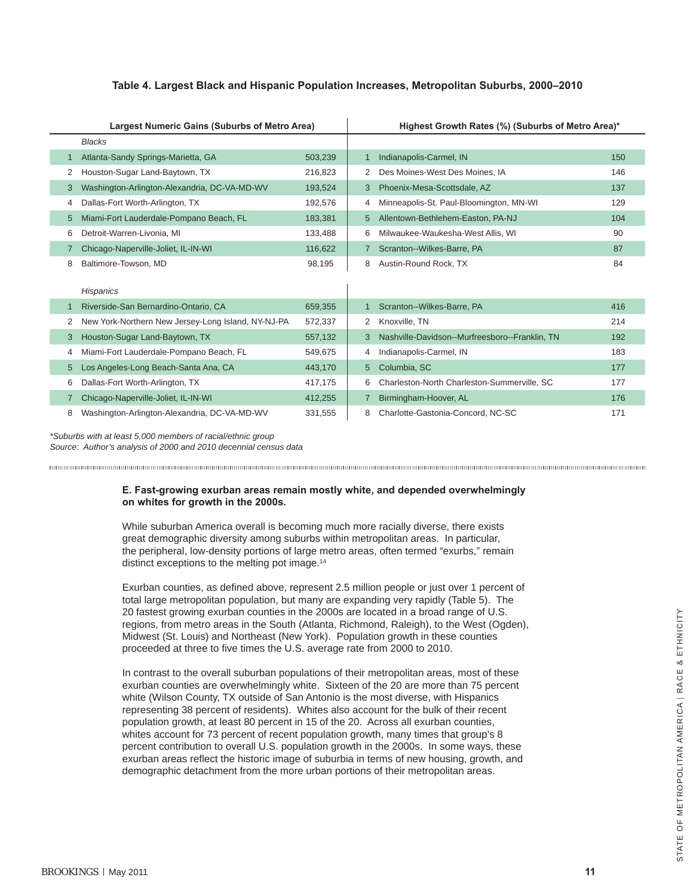**Table 4. Largest Black and Hispanic Population Increases, Metropolitan Suburbs, 2000–2010**

| | Largest Numeric Gains (Suburbs of Metro Area) | | | Highest Growth Rates (%) (Suburbs of Metro Area)* | |
|---|---|---|---|---|---|
| | *Blacks* | | | | |
| 1 | Atlanta-Sandy Springs-Marietta, GA | 503,239 | 1 | Indianapolis-Carmel, IN | 150 |
| 2 | Houston-Sugar Land-Baytown, TX | 216,823 | 2 | Des Moines-West Des Moines, IA | 146 |
| 3 | Washington-Arlington-Alexandria, DC-VA-MD-WV | 193,524 | 3 | Phoenix-Mesa-Scottsdale, AZ | 137 |
| 4 | Dallas-Fort Worth-Arlington, TX | 192,576 | 4 | Minneapolis-St. Paul-Bloomington, MN-WI | 129 |
| 5 | Miami-Fort Lauderdale-Pompano Beach, FL | 183,381 | 5 | Allentown-Bethlehem-Easton, PA-NJ | 104 |
| 6 | Detroit-Warren-Livonia, MI | 133,488 | 6 | Milwaukee-Waukesha-West Allis, WI | 90 |
| 7 | Chicago-Naperville-Joliet, IL-IN-WI | 116,622 | 7 | Scranton--Wilkes-Barre, PA | 87 |
| 8 | Baltimore-Towson, MD | 98,195 | 8 | Austin-Round Rock, TX | 84 |
| | *Hispanics* | | | | |
| 1 | Riverside-San Bernardino-Ontario, CA | 659,355 | 1 | Scranton--Wilkes-Barre, PA | 416 |
| 2 | New York-Northern New Jersey-Long Island, NY-NJ-PA | 572,337 | 2 | Knoxville, TN | 214 |
| 3 | Houston-Sugar Land-Baytown, TX | 557,132 | 3 | Nashville-Davidson--Murfreesboro--Franklin, TN | 192 |
| 4 | Miami-Fort Lauderdale-Pompano Beach, FL | 549,675 | 4 | Indianapolis-Carmel, IN | 183 |
| 5 | Los Angeles-Long Beach-Santa Ana, CA | 443,170 | 5 | Columbia, SC | 177 |
| 6 | Dallas-Fort Worth-Arlington, TX | 417,175 | 6 | Charleston-North Charleston-Summerville, SC | 177 |
| 7 | Chicago-Naperville-Joliet, IL-IN-WI | 412,255 | 7 | Birmingham-Hoover, AL | 176 |
| 8 | Washington-Arlington-Alexandria, DC-VA-MD-WV | 331,555 | 8 | Charlotte-Gastonia-Concord, NC-SC | 171 |

*\*Suburbs with at least 5,000 members of racial/ethnic group*
*Source: Author's analysis of 2000 and 2010 decennial census data*

**E. Fast-growing exurban areas remain mostly white, and depended overwhelmingly on whites for growth in the 2000s.**

While suburban America overall is becoming much more racially diverse, there exists great demographic diversity among suburbs within metropolitan areas. In particular, the peripheral, low-density portions of large metro areas, often termed "exurbs," remain distinct exceptions to the melting pot image.[14]

Exurban counties, as defined above, represent 2.5 million people or just over 1 percent of total large metropolitan population, but many are expanding very rapidly (Table 5). The 20 fastest growing exurban counties in the 2000s are located in a broad range of U.S. regions, from metro areas in the South (Atlanta, Richmond, Raleigh), to the West (Ogden), Midwest (St. Louis) and Northeast (New York). Population growth in these counties proceeded at three to five times the U.S. average rate from 2000 to 2010.

In contrast to the overall suburban populations of their metropolitan areas, most of these exurban counties are overwhelmingly white. Sixteen of the 20 are more than 75 percent white (Wilson County, TX outside of San Antonio is the most diverse, with Hispanics representing 38 percent of residents). Whites also account for the bulk of their recent population growth, at least 80 percent in 15 of the 20. Across all exurban counties, whites account for 73 percent of recent population growth, many times that group's 8 percent contribution to overall U.S. population growth in the 2000s. In some ways, these exurban areas reflect the historic image of suburbia in terms of new housing, growth, and demographic detachment from the more urban portions of their metropolitan areas.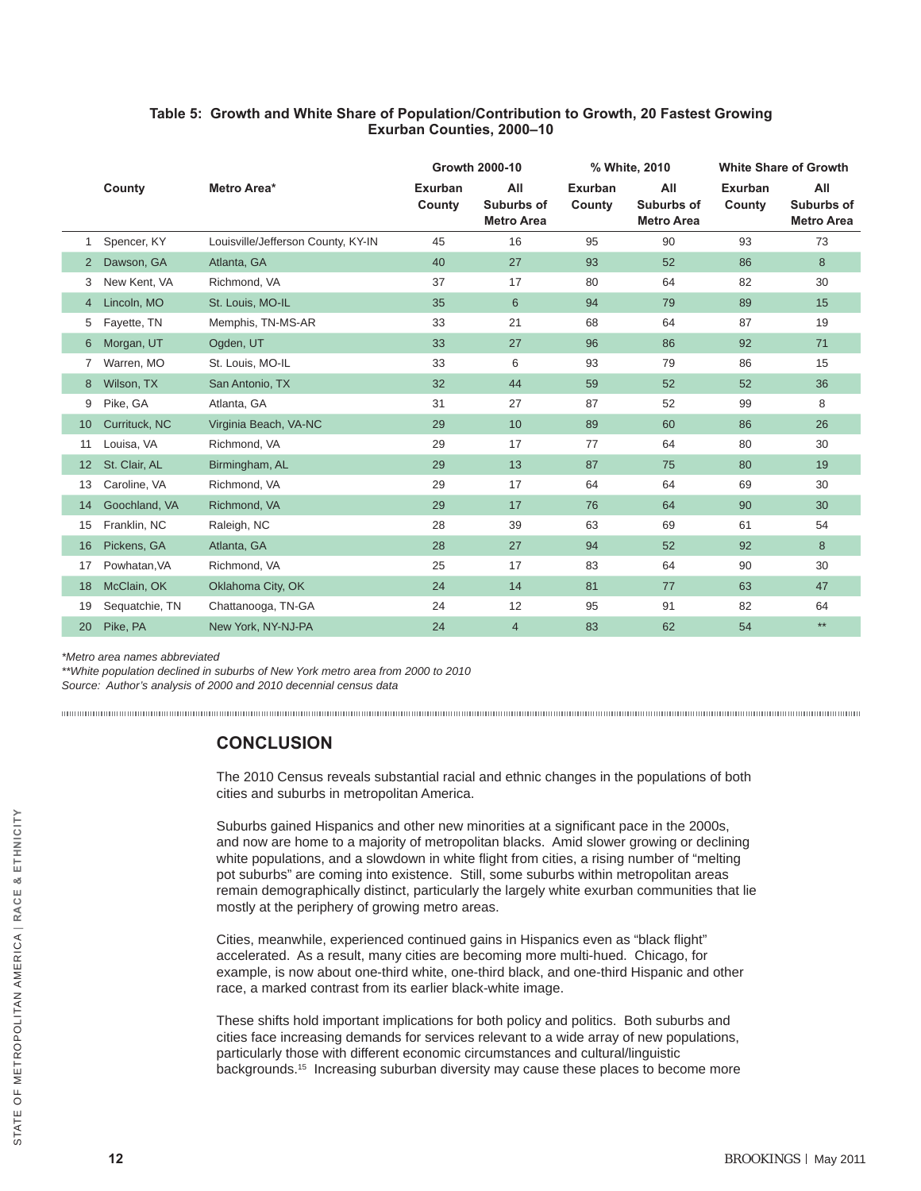**Table 5: Growth and White Share of Population/Contribution to Growth, 20 Fastest Growing Exurban Counties, 2000–10**

| | County | Metro Area* | Growth 2000-10 | | % White, 2010 | | White Share of Growth | |
|---|---|---|---|---|---|---|---|---|
| | | | Exurban County | All Suburbs of Metro Area | Exurban County | All Suburbs of Metro Area | Exurban County | All Suburbs of Metro Area |
| 1 | Spencer, KY | Louisville/Jefferson County, KY-IN | 45 | 16 | 95 | 90 | 93 | 73 |
| 2 | Dawson, GA | Atlanta, GA | 40 | 27 | 93 | 52 | 86 | 8 |
| 3 | New Kent, VA | Richmond, VA | 37 | 17 | 80 | 64 | 82 | 30 |
| 4 | Lincoln, MO | St. Louis, MO-IL | 35 | 6 | 94 | 79 | 89 | 15 |
| 5 | Fayette, TN | Memphis, TN-MS-AR | 33 | 21 | 68 | 64 | 87 | 19 |
| 6 | Morgan, UT | Ogden, UT | 33 | 27 | 96 | 86 | 92 | 71 |
| 7 | Warren, MO | St. Louis, MO-IL | 33 | 6 | 93 | 79 | 86 | 15 |
| 8 | Wilson, TX | San Antonio, TX | 32 | 44 | 59 | 52 | 52 | 36 |
| 9 | Pike, GA | Atlanta, GA | 31 | 27 | 87 | 52 | 99 | 8 |
| 10 | Currituck, NC | Virginia Beach, VA-NC | 29 | 10 | 89 | 60 | 86 | 26 |
| 11 | Louisa, VA | Richmond, VA | 29 | 17 | 77 | 64 | 80 | 30 |
| 12 | St. Clair, AL | Birmingham, AL | 29 | 13 | 87 | 75 | 80 | 19 |
| 13 | Caroline, VA | Richmond, VA | 29 | 17 | 64 | 64 | 69 | 30 |
| 14 | Goochland, VA | Richmond, VA | 29 | 17 | 76 | 64 | 90 | 30 |
| 15 | Franklin, NC | Raleigh, NC | 28 | 39 | 63 | 69 | 61 | 54 |
| 16 | Pickens, GA | Atlanta, GA | 28 | 27 | 94 | 52 | 92 | 8 |
| 17 | Powhatan,VA | Richmond, VA | 25 | 17 | 83 | 64 | 90 | 30 |
| 18 | McClain, OK | Oklahoma City, OK | 24 | 14 | 81 | 77 | 63 | 47 |
| 19 | Sequatchie, TN | Chattanooga, TN-GA | 24 | 12 | 95 | 91 | 82 | 64 |
| 20 | Pike, PA | New York, NY-NJ-PA | 24 | 4 | 83 | 62 | 54 | ** |

*\*Metro area names abbreviated*

*\*\*White population declined in suburbs of New York metro area from 2000 to 2010*

*Source: Author's analysis of 2000 and 2010 decennial census data*

## CONCLUSION

The 2010 Census reveals substantial racial and ethnic changes in the populations of both cities and suburbs in metropolitan America.

Suburbs gained Hispanics and other new minorities at a significant pace in the 2000s, and now are home to a majority of metropolitan blacks. Amid slower growing or declining white populations, and a slowdown in white flight from cities, a rising number of "melting pot suburbs" are coming into existence. Still, some suburbs within metropolitan areas remain demographically distinct, particularly the largely white exurban communities that lie mostly at the periphery of growing metro areas.

Cities, meanwhile, experienced continued gains in Hispanics even as "black flight" accelerated. As a result, many cities are becoming more multi-hued. Chicago, for example, is now about one-third white, one-third black, and one-third Hispanic and other race, a marked contrast from its earlier black-white image.

These shifts hold important implications for both policy and politics. Both suburbs and cities face increasing demands for services relevant to a wide array of new populations, particularly those with different economic circumstances and cultural/linguistic backgrounds.[15] Increasing suburban diversity may cause these places to become more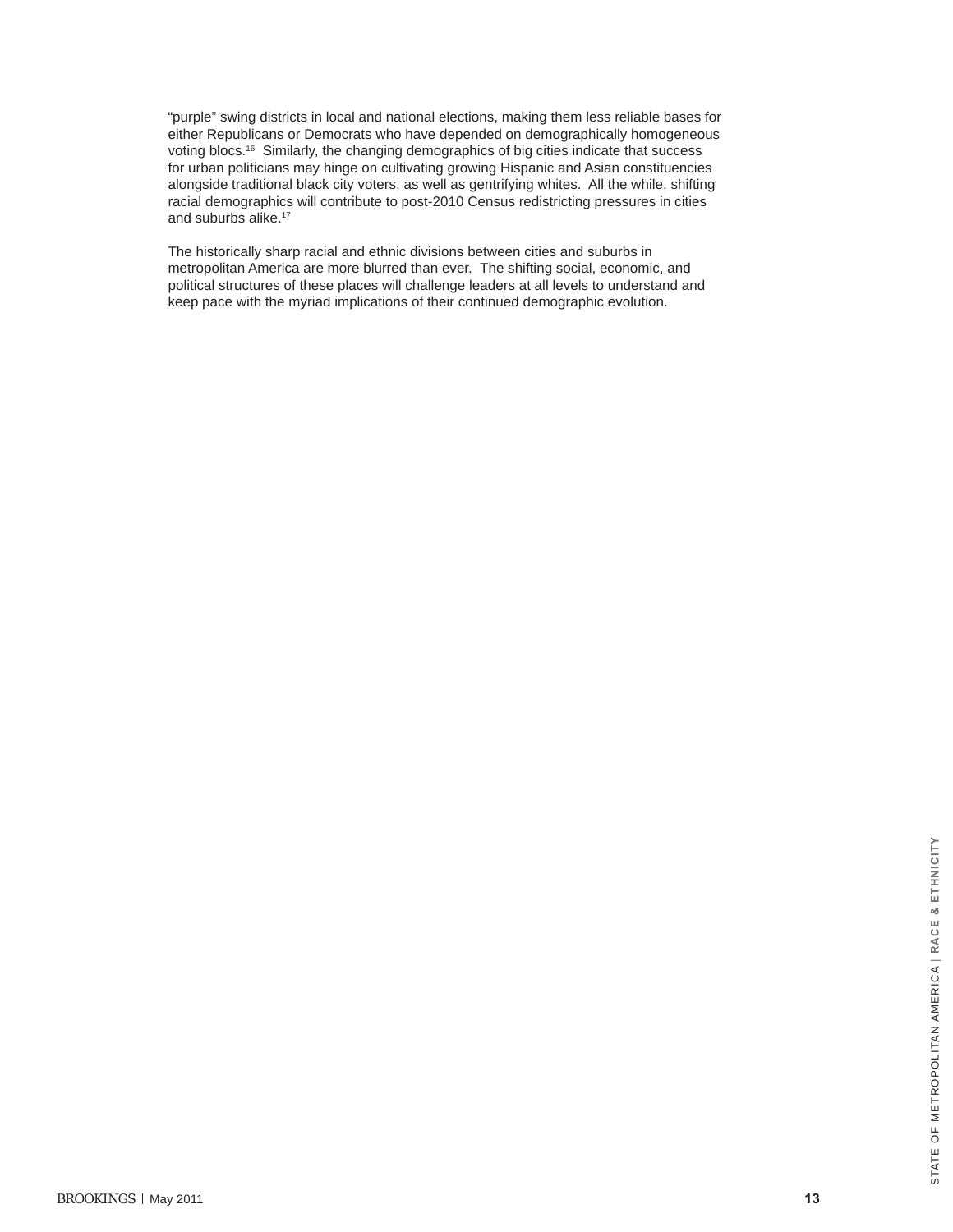"purple" swing districts in local and national elections, making them less reliable bases for either Republicans or Democrats who have depended on demographically homogeneous voting blocs.[16] Similarly, the changing demographics of big cities indicate that success for urban politicians may hinge on cultivating growing Hispanic and Asian constituencies alongside traditional black city voters, as well as gentrifying whites. All the while, shifting racial demographics will contribute to post-2010 Census redistricting pressures in cities and suburbs alike.[17]

The historically sharp racial and ethnic divisions between cities and suburbs in metropolitan America are more blurred than ever. The shifting social, economic, and political structures of these places will challenge leaders at all levels to understand and keep pace with the myriad implications of their continued demographic evolution.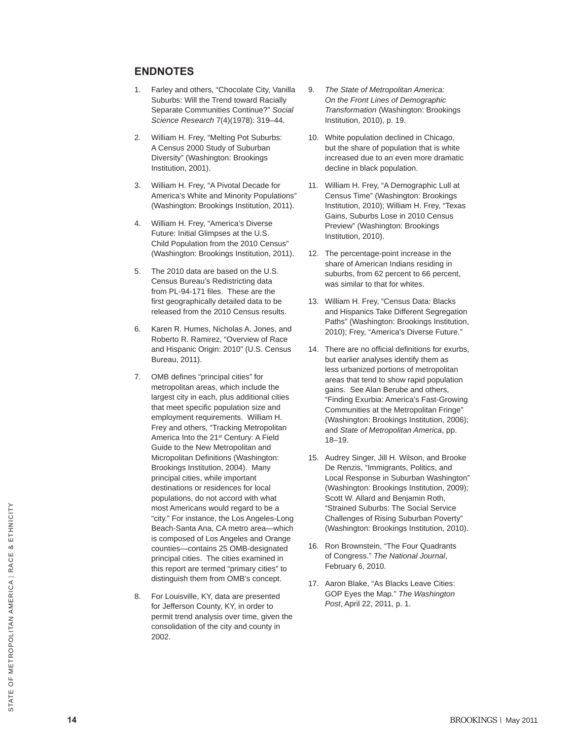## ENDNOTES

1. Farley and others, "Chocolate City, Vanilla Suburbs: Will the Trend toward Racially Separate Communities Continue?" *Social Science Research* 7(4)(1978): 319–44.

2. William H. Frey, "Melting Pot Suburbs: A Census 2000 Study of Suburban Diversity" (Washington: Brookings Institution, 2001).

3. William H. Frey, "A Pivotal Decade for America's White and Minority Populations" (Washington: Brookings Institution, 2011).

4. William H. Frey, "America's Diverse Future: Initial Glimpses at the U.S. Child Population from the 2010 Census" (Washington: Brookings Institution, 2011).

5. The 2010 data are based on the U.S. Census Bureau's Redistricting data from PL-94-171 files. These are the first geographically detailed data to be released from the 2010 Census results.

6. Karen R. Humes, Nicholas A. Jones, and Roberto R. Ramirez, "Overview of Race and Hispanic Origin: 2010" (U.S. Census Bureau, 2011).

7. OMB defines "principal cities" for metropolitan areas, which include the largest city in each, plus additional cities that meet specific population size and employment requirements. William H. Frey and others, "Tracking Metropolitan America Into the 21st Century: A Field Guide to the New Metropolitan and Micropolitan Definitions (Washington: Brookings Institution, 2004). Many principal cities, while important destinations or residences for local populations, do not accord with what most Americans would regard to be a "city." For instance, the Los Angeles-Long Beach-Santa Ana, CA metro area—which is composed of Los Angeles and Orange counties—contains 25 OMB-designated principal cities. The cities examined in this report are termed "primary cities" to distinguish them from OMB's concept.

8. For Louisville, KY, data are presented for Jefferson County, KY, in order to permit trend analysis over time, given the consolidation of the city and county in 2002.

9. *The State of Metropolitan America: On the Front Lines of Demographic Transformation* (Washington: Brookings Institution, 2010), p. 19.

10. White population declined in Chicago, but the share of population that is white increased due to an even more dramatic decline in black population.

11. William H. Frey, "A Demographic Lull at Census Time" (Washington: Brookings Institution, 2010); William H. Frey, "Texas Gains, Suburbs Lose in 2010 Census Preview" (Washington: Brookings Institution, 2010).

12. The percentage-point increase in the share of American Indians residing in suburbs, from 62 percent to 66 percent, was similar to that for whites.

13. William H. Frey, "Census Data: Blacks and Hispanics Take Different Segregation Paths" (Washington: Brookings Institution, 2010); Frey, "America's Diverse Future."

14. There are no official definitions for exurbs, but earlier analyses identify them as less urbanized portions of metropolitan areas that tend to show rapid population gains. See Alan Berube and others, "Finding Exurbia: America's Fast-Growing Communities at the Metropolitan Fringe" (Washington: Brookings Institution, 2006); and *State of Metropolitan America*, pp. 18–19.

15. Audrey Singer, Jill H. Wilson, and Brooke De Renzis, "Immigrants, Politics, and Local Response in Suburban Washington" (Washington: Brookings Institution, 2009); Scott W. Allard and Benjamin Roth, "Strained Suburbs: The Social Service Challenges of Rising Suburban Poverty" (Washington: Brookings Institution, 2010).

16. Ron Brownstein, "The Four Quadrants of Congress." *The National Journal*, February 6, 2010.

17. Aaron Blake, "As Blacks Leave Cities: GOP Eyes the Map." *The Washington Post*, April 22, 2011, p. 1.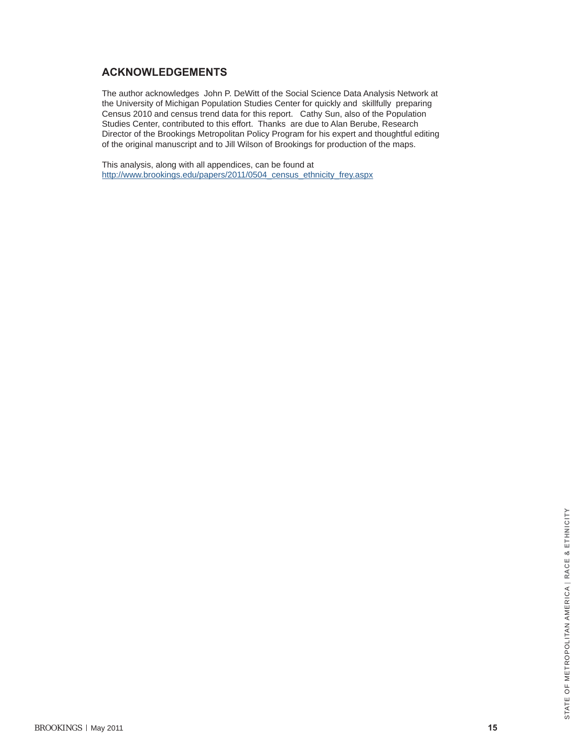## ACKNOWLEDGEMENTS

The author acknowledges John P. DeWitt of the Social Science Data Analysis Network at the University of Michigan Population Studies Center for quickly and skillfully preparing Census 2010 and census trend data for this report. Cathy Sun, also of the Population Studies Center, contributed to this effort. Thanks are due to Alan Berube, Research Director of the Brookings Metropolitan Policy Program for his expert and thoughtful editing of the original manuscript and to Jill Wilson of Brookings for production of the maps.

This analysis, along with all appendices, can be found at
http://www.brookings.edu/papers/2011/0504_census_ethnicity_frey.aspx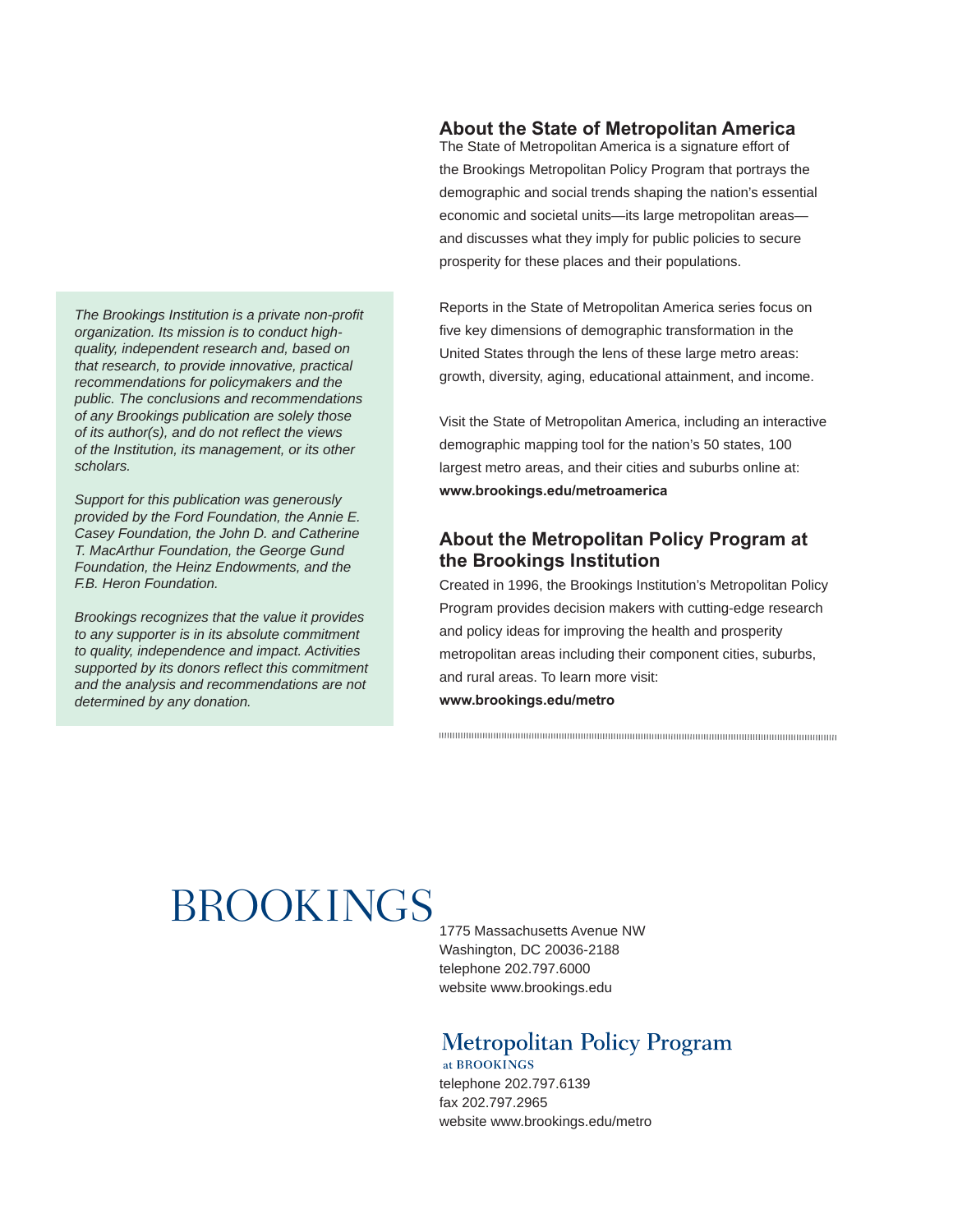*The Brookings Institution is a private non-profit organization. Its mission is to conduct high-quality, independent research and, based on that research, to provide innovative, practical recommendations for policymakers and the public. The conclusions and recommendations of any Brookings publication are solely those of its author(s), and do not reflect the views of the Institution, its management, or its other scholars.*

*Support for this publication was generously provided by the Ford Foundation, the Annie E. Casey Foundation, the John D. and Catherine T. MacArthur Foundation, the George Gund Foundation, the Heinz Endowments, and the F.B. Heron Foundation.*

*Brookings recognizes that the value it provides to any supporter is in its absolute commitment to quality, independence and impact. Activities supported by its donors reflect this commitment and the analysis and recommendations are not determined by any donation.*

## About the State of Metropolitan America

The State of Metropolitan America is a signature effort of the Brookings Metropolitan Policy Program that portrays the demographic and social trends shaping the nation's essential economic and societal units—its large metropolitan areas—and discusses what they imply for public policies to secure prosperity for these places and their populations.

Reports in the State of Metropolitan America series focus on five key dimensions of demographic transformation in the United States through the lens of these large metro areas: growth, diversity, aging, educational attainment, and income.

Visit the State of Metropolitan America, including an interactive demographic mapping tool for the nation's 50 states, 100 largest metro areas, and their cities and suburbs online at: **www.brookings.edu/metroamerica**

## About the Metropolitan Policy Program at the Brookings Institution

Created in 1996, the Brookings Institution's Metropolitan Policy Program provides decision makers with cutting-edge research and policy ideas for improving the health and prosperity metropolitan areas including their component cities, suburbs, and rural areas. To learn more visit: **www.brookings.edu/metro**

BROOKINGS

1775 Massachusetts Avenue NW
Washington, DC 20036-2188
telephone 202.797.6000
website www.brookings.edu

Metropolitan Policy Program
at BROOKINGS

telephone 202.797.6139
fax 202.797.2965
website www.brookings.edu/metro